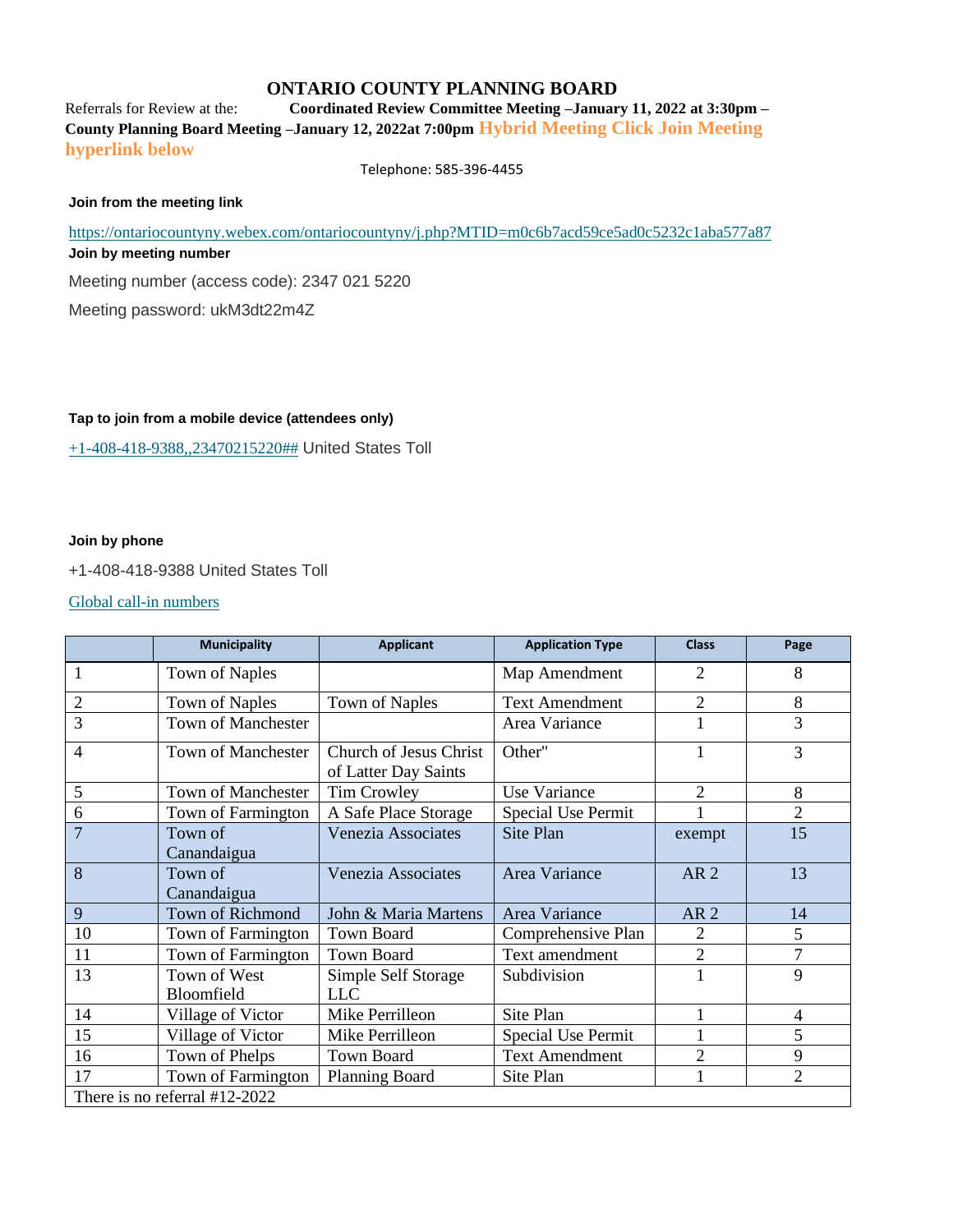# ONTARIO COUNTY PLANNING BOARD

Referrals for Review at the: **Coordinated Review Committee Meeting –January 11, 2022 at 3:30pm – County Planning Board Meeting –January 12, 2022at 7:00pm** **Hybrid Meeting Click Join Meeting hyperlink below**

Telephone: 585-396-4455

**Join from the meeting link**

https://ontariocountyny.webex.com/ontariocountyny/j.php?MTID=m0c6b7acd59ce5ad0c5232c1aba577a87

**Join by meeting number**

Meeting number (access code): 2347 021 5220

Meeting password: ukM3dt22m4Z

**Tap to join from a mobile device (attendees only)**

+1-408-418-9388,,23470215220## United States Toll

**Join by phone**

+1-408-418-9388 United States Toll

Global call-in numbers

| | Municipality | Applicant | Application Type | Class | Page |
|---|---|---|---|---|---|
| 1 | Town of Naples | | Map Amendment | 2 | 8 |
| 2 | Town of Naples | Town of Naples | Text Amendment | 2 | 8 |
| 3 | Town of Manchester | | Area Variance | 1 | 3 |
| 4 | Town of Manchester | Church of Jesus Christ of Latter Day Saints | Other" | 1 | 3 |
| 5 | Town of Manchester | Tim Crowley | Use Variance | 2 | 8 |
| 6 | Town of Farmington | A Safe Place Storage | Special Use Permit | 1 | 2 |
| 7 | Town of Canandaigua | Venezia Associates | Site Plan | exempt | 15 |
| 8 | Town of Canandaigua | Venezia Associates | Area Variance | AR 2 | 13 |
| 9 | Town of Richmond | John & Maria Martens | Area Variance | AR 2 | 14 |
| 10 | Town of Farmington | Town Board | Comprehensive Plan | 2 | 5 |
| 11 | Town of Farmington | Town Board | Text amendment | 2 | 7 |
| 13 | Town of West Bloomfield | Simple Self Storage LLC | Subdivision | 1 | 9 |
| 14 | Village of Victor | Mike Perrilleon | Site Plan | 1 | 4 |
| 15 | Village of Victor | Mike Perrilleon | Special Use Permit | 1 | 5 |
| 16 | Town of Phelps | Town Board | Text Amendment | 2 | 9 |
| 17 | Town of Farmington | Planning Board | Site Plan | 1 | 2 |
| There is no referral #12-2022 | | | | | |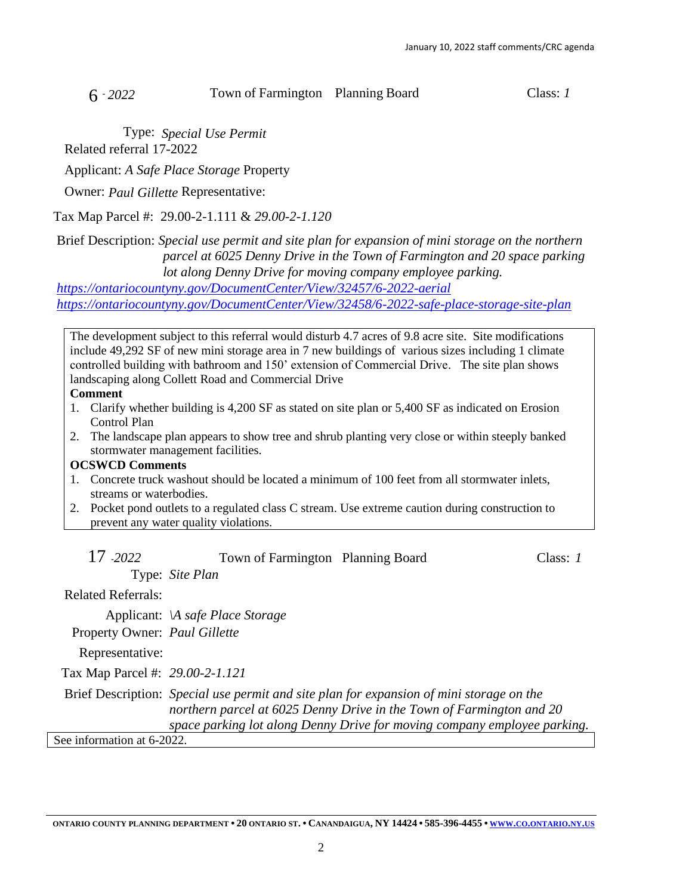6 - *2022* Town of Farmington Planning Board Class: *1*

Type: *Special Use Permit*

Related referral 17-2022

Applicant: *A Safe Place Storage* Property

Owner: *Paul Gillette* Representative:

Tax Map Parcel #: 29.00-2-1.111 & *29.00-2-1.120*

Brief Description: *Special use permit and site plan for expansion of mini storage on the northern parcel at 6025 Denny Drive in the Town of Farmington and 20 space parking lot along Denny Drive for moving company employee parking.*

*https://ontariocountyny.gov/DocumentCenter/View/32457/6-2022-aerial*

*https://ontariocountyny.gov/DocumentCenter/View/32458/6-2022-safe-place-storage-site-plan*

The development subject to this referral would disturb 4.7 acres of 9.8 acre site. Site modifications include 49,292 SF of new mini storage area in 7 new buildings of various sizes including 1 climate controlled building with bathroom and 150' extension of Commercial Drive. The site plan shows landscaping along Collett Road and Commercial Drive

**Comment**

1. Clarify whether building is 4,200 SF as stated on site plan or 5,400 SF as indicated on Erosion Control Plan
2. The landscape plan appears to show tree and shrub planting very close or within steeply banked stormwater management facilities.

**OCSWCD Comments**

1. Concrete truck washout should be located a minimum of 100 feet from all stormwater inlets, streams or waterbodies.
2. Pocket pond outlets to a regulated class C stream. Use extreme caution during construction to prevent any water quality violations.

17 -*2022* Town of Farmington Planning Board Class: *1*

Type: *Site Plan*

Related Referrals:

Applicant: *\A safe Place Storage*

Property Owner: *Paul Gillette*

Representative:

Tax Map Parcel #: *29.00-2-1.121*

Brief Description: *Special use permit and site plan for expansion of mini storage on the northern parcel at 6025 Denny Drive in the Town of Farmington and 20 space parking lot along Denny Drive for moving company employee parking.*

See information at 6-2022.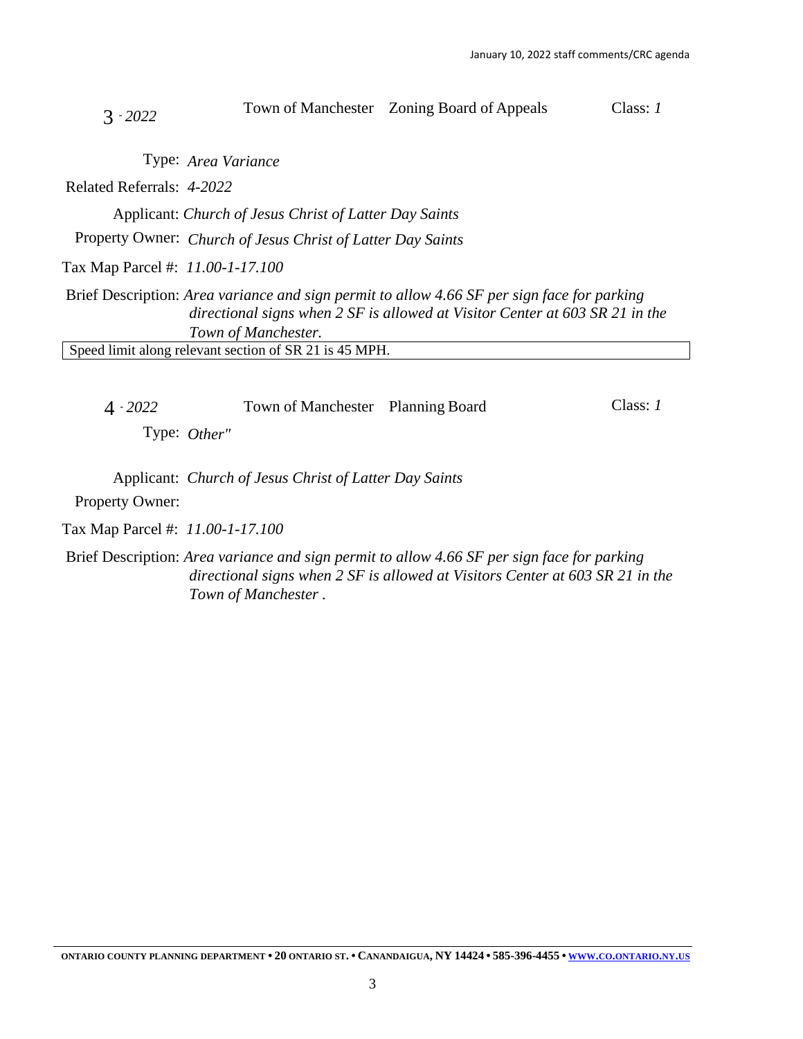**3 - 2022** Town of Manchester Zoning Board of Appeals Class: *1*

Type: *Area Variance*

Related Referrals: *4-2022*

Applicant: *Church of Jesus Christ of Latter Day Saints*

Property Owner: *Church of Jesus Christ of Latter Day Saints*

Tax Map Parcel #: *11.00-1-17.100*

Brief Description: *Area variance and sign permit to allow 4.66 SF per sign face for parking directional signs when 2 SF is allowed at Visitor Center at 603 SR 21 in the Town of Manchester.*

| Speed limit along relevant section of SR 21 is 45 MPH. |
|---|

**4 - 2022** Town of Manchester Planning Board Class: *1*

Type: *Other"*

Applicant: *Church of Jesus Christ of Latter Day Saints*

Property Owner:

Tax Map Parcel #: *11.00-1-17.100*

Brief Description: *Area variance and sign permit to allow 4.66 SF per sign face for parking directional signs when 2 SF is allowed at Visitors Center at 603 SR 21 in the Town of Manchester .*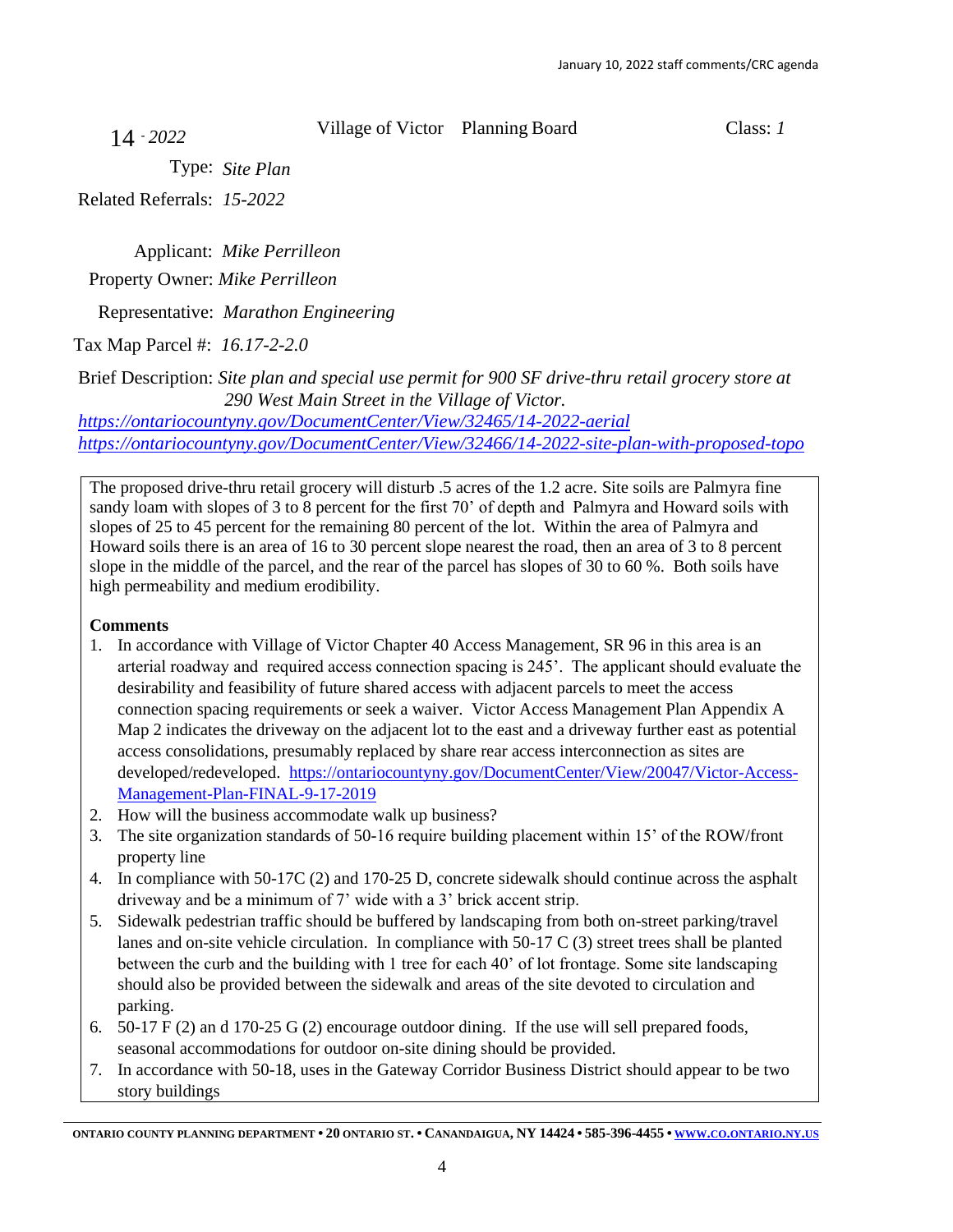14 - *2022* Village of Victor Planning Board Class: *1*

Type: *Site Plan*

Related Referrals: *15-2022*

Applicant: *Mike Perrilleon*

Property Owner: *Mike Perrilleon*

Representative: *Marathon Engineering*

Tax Map Parcel #: *16.17-2-2.0*

Brief Description: *Site plan and special use permit for 900 SF drive-thru retail grocery store at 290 West Main Street in the Village of Victor.*

*https://ontariocountyny.gov/DocumentCenter/View/32465/14-2022-aerial*

*https://ontariocountyny.gov/DocumentCenter/View/32466/14-2022-site-plan-with-proposed-topo*

The proposed drive-thru retail grocery will disturb .5 acres of the 1.2 acre. Site soils are Palmyra fine sandy loam with slopes of 3 to 8 percent for the first 70' of depth and Palmyra and Howard soils with slopes of 25 to 45 percent for the remaining 80 percent of the lot. Within the area of Palmyra and Howard soils there is an area of 16 to 30 percent slope nearest the road, then an area of 3 to 8 percent slope in the middle of the parcel, and the rear of the parcel has slopes of 30 to 60 %. Both soils have high permeability and medium erodibility.

**Comments**

1. In accordance with Village of Victor Chapter 40 Access Management, SR 96 in this area is an arterial roadway and required access connection spacing is 245'. The applicant should evaluate the desirability and feasibility of future shared access with adjacent parcels to meet the access connection spacing requirements or seek a waiver. Victor Access Management Plan Appendix A Map 2 indicates the driveway on the adjacent lot to the east and a driveway further east as potential access consolidations, presumably replaced by share rear access interconnection as sites are developed/redeveloped. https://ontariocountyny.gov/DocumentCenter/View/20047/Victor-Access-Management-Plan-FINAL-9-17-2019
2. How will the business accommodate walk up business?
3. The site organization standards of 50-16 require building placement within 15' of the ROW/front property line
4. In compliance with 50-17C (2) and 170-25 D, concrete sidewalk should continue across the asphalt driveway and be a minimum of 7' wide with a 3' brick accent strip.
5. Sidewalk pedestrian traffic should be buffered by landscaping from both on-street parking/travel lanes and on-site vehicle circulation. In compliance with 50-17 C (3) street trees shall be planted between the curb and the building with 1 tree for each 40' of lot frontage. Some site landscaping should also be provided between the sidewalk and areas of the site devoted to circulation and parking.
6. 50-17 F (2) an d 170-25 G (2) encourage outdoor dining. If the use will sell prepared foods, seasonal accommodations for outdoor on-site dining should be provided.
7. In accordance with 50-18, uses in the Gateway Corridor Business District should appear to be two story buildings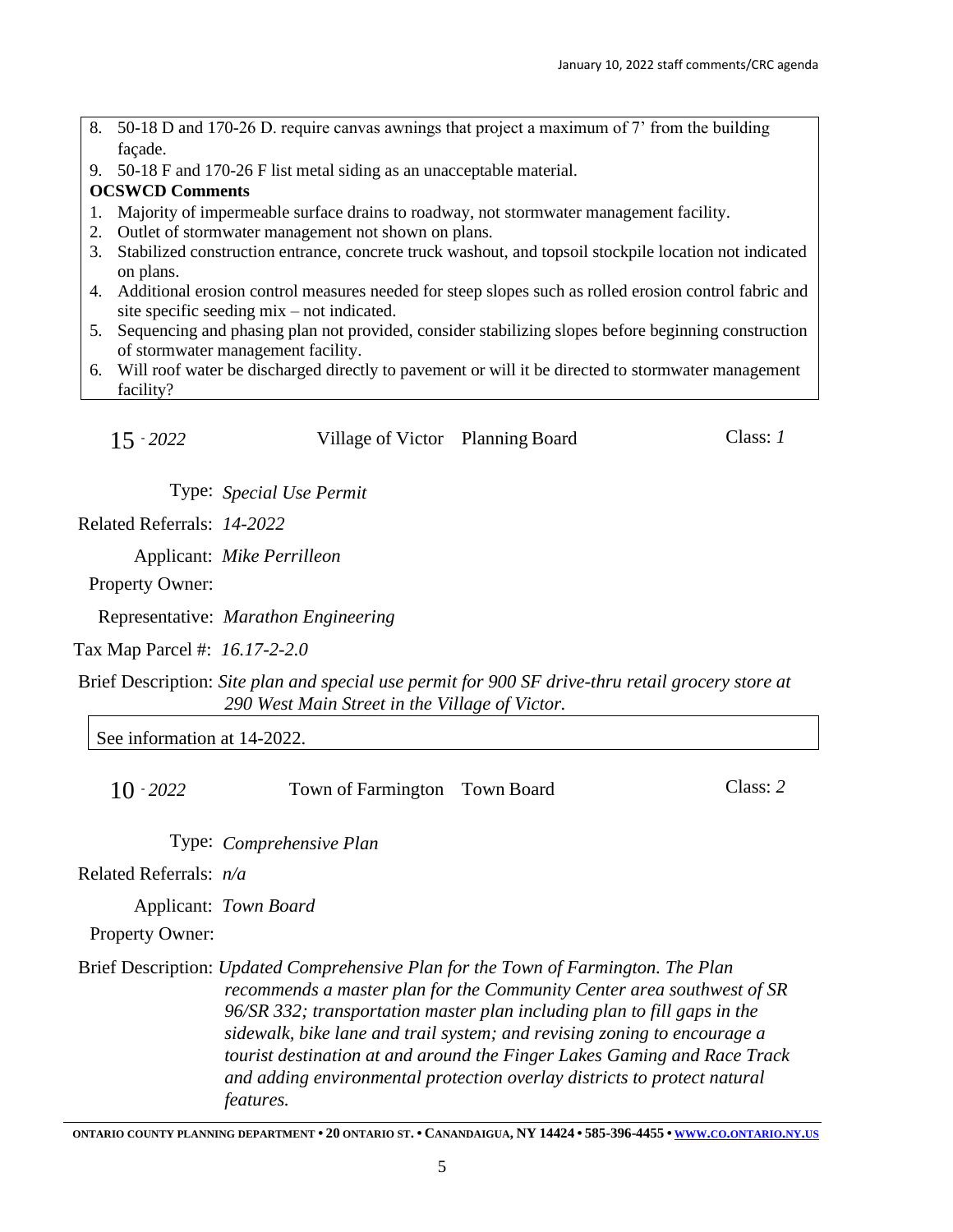8. 50-18 D and 170-26 D. require canvas awnings that project a maximum of 7' from the building façade.
9. 50-18 F and 170-26 F list metal siding as an unacceptable material.

**OCSWCD Comments**

1. Majority of impermeable surface drains to roadway, not stormwater management facility.
2. Outlet of stormwater management not shown on plans.
3. Stabilized construction entrance, concrete truck washout, and topsoil stockpile location not indicated on plans.
4. Additional erosion control measures needed for steep slopes such as rolled erosion control fabric and site specific seeding mix – not indicated.
5. Sequencing and phasing plan not provided, consider stabilizing slopes before beginning construction of stormwater management facility.
6. Will roof water be discharged directly to pavement or will it be directed to stormwater management facility?

15 - *2022* Village of Victor Planning Board Class: *1*

Type: *Special Use Permit*

Related Referrals: *14-2022*

Applicant: *Mike Perrilleon*

Property Owner:

Representative: *Marathon Engineering*

Tax Map Parcel #: *16.17-2-2.0*

Brief Description: *Site plan and special use permit for 900 SF drive-thru retail grocery store at 290 West Main Street in the Village of Victor.*

See information at 14-2022.

10 - *2022* Town of Farmington Town Board Class: *2*

Type: *Comprehensive Plan*

Related Referrals: *n/a*

Applicant: *Town Board*

Property Owner:

Brief Description: *Updated Comprehensive Plan for the Town of Farmington. The Plan recommends a master plan for the Community Center area southwest of SR 96/SR 332; transportation master plan including plan to fill gaps in the sidewalk, bike lane and trail system; and revising zoning to encourage a tourist destination at and around the Finger Lakes Gaming and Race Track and adding environmental protection overlay districts to protect natural features.*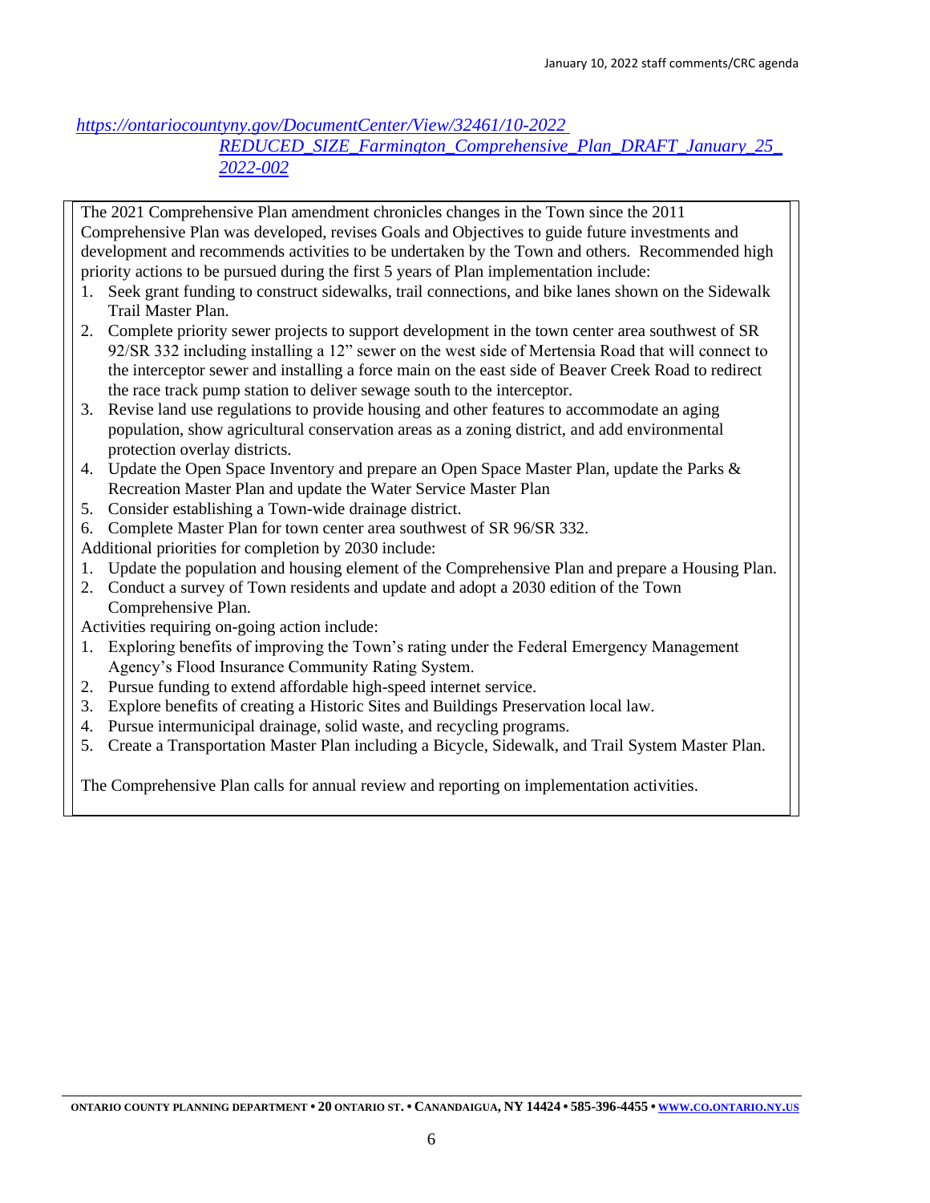*https://ontariocountyny.gov/DocumentCenter/View/32461/10-2022 REDUCED_SIZE_Farmington_Comprehensive_Plan_DRAFT_January_25_2022-002*

The 2021 Comprehensive Plan amendment chronicles changes in the Town since the 2011 Comprehensive Plan was developed, revises Goals and Objectives to guide future investments and development and recommends activities to be undertaken by the Town and others. Recommended high priority actions to be pursued during the first 5 years of Plan implementation include:

1. Seek grant funding to construct sidewalks, trail connections, and bike lanes shown on the Sidewalk Trail Master Plan.
2. Complete priority sewer projects to support development in the town center area southwest of SR 92/SR 332 including installing a 12" sewer on the west side of Mertensia Road that will connect to the interceptor sewer and installing a force main on the east side of Beaver Creek Road to redirect the race track pump station to deliver sewage south to the interceptor.
3. Revise land use regulations to provide housing and other features to accommodate an aging population, show agricultural conservation areas as a zoning district, and add environmental protection overlay districts.
4. Update the Open Space Inventory and prepare an Open Space Master Plan, update the Parks & Recreation Master Plan and update the Water Service Master Plan
5. Consider establishing a Town-wide drainage district.
6. Complete Master Plan for town center area southwest of SR 96/SR 332.

Additional priorities for completion by 2030 include:

1. Update the population and housing element of the Comprehensive Plan and prepare a Housing Plan.
2. Conduct a survey of Town residents and update and adopt a 2030 edition of the Town Comprehensive Plan.

Activities requiring on-going action include:

1. Exploring benefits of improving the Town's rating under the Federal Emergency Management Agency's Flood Insurance Community Rating System.
2. Pursue funding to extend affordable high-speed internet service.
3. Explore benefits of creating a Historic Sites and Buildings Preservation local law.
4. Pursue intermunicipal drainage, solid waste, and recycling programs.
5. Create a Transportation Master Plan including a Bicycle, Sidewalk, and Trail System Master Plan.

The Comprehensive Plan calls for annual review and reporting on implementation activities.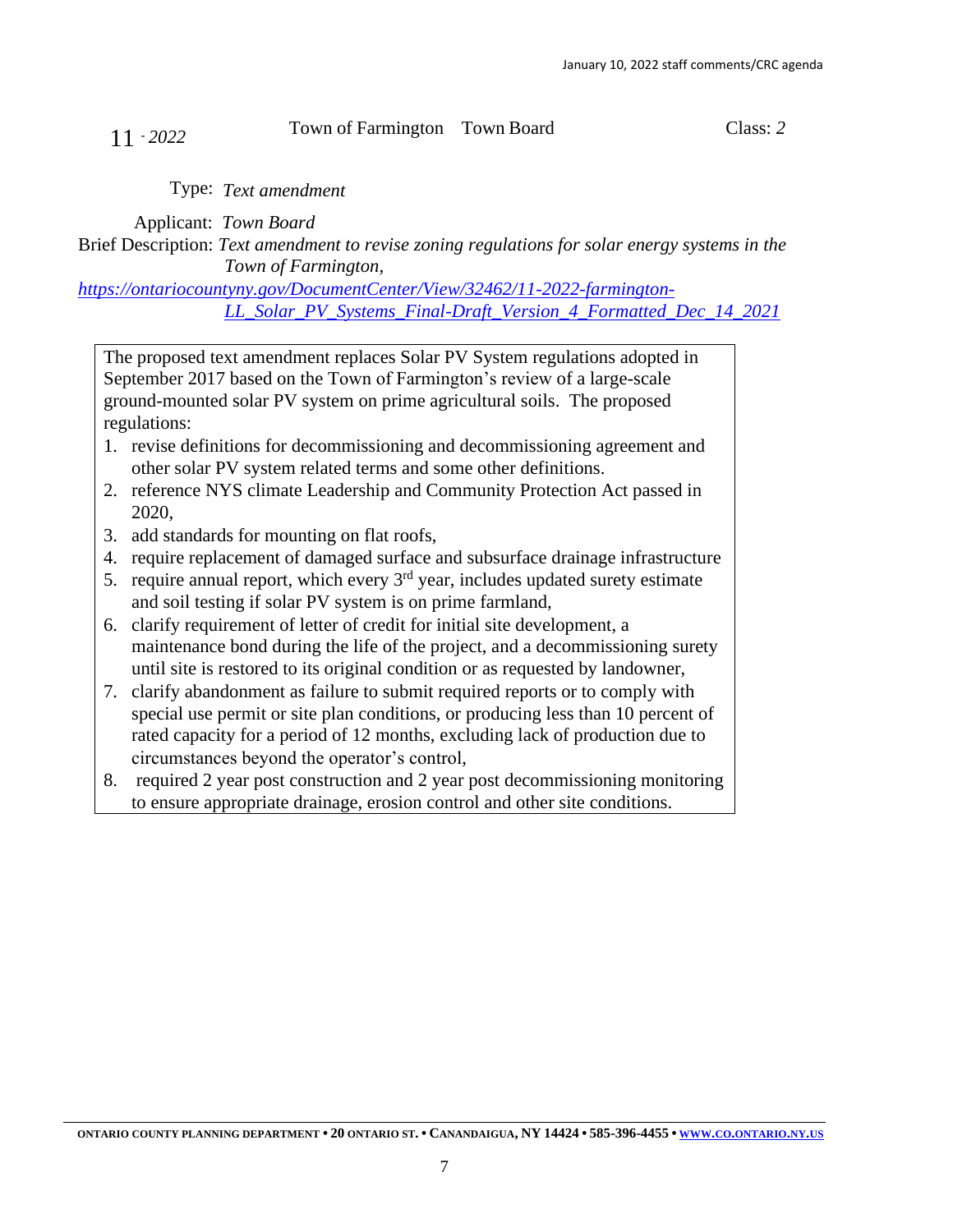11 - *2022* Town of Farmington Town Board Class: *2*

Type: *Text amendment*

Applicant: *Town Board*

Brief Description: *Text amendment to revise zoning regulations for solar energy systems in the Town of Farmington,* https://ontariocountyny.gov/DocumentCenter/View/32462/11-2022-farmington-LL_Solar_PV_Systems_Final-Draft_Version_4_Formatted_Dec_14_2021

The proposed text amendment replaces Solar PV System regulations adopted in September 2017 based on the Town of Farmington's review of a large-scale ground-mounted solar PV system on prime agricultural soils. The proposed regulations:

1. revise definitions for decommissioning and decommissioning agreement and other solar PV system related terms and some other definitions.
2. reference NYS climate Leadership and Community Protection Act passed in 2020,
3. add standards for mounting on flat roofs,
4. require replacement of damaged surface and subsurface drainage infrastructure
5. require annual report, which every 3rd year, includes updated surety estimate and soil testing if solar PV system is on prime farmland,
6. clarify requirement of letter of credit for initial site development, a maintenance bond during the life of the project, and a decommissioning surety until site is restored to its original condition or as requested by landowner,
7. clarify abandonment as failure to submit required reports or to comply with special use permit or site plan conditions, or producing less than 10 percent of rated capacity for a period of 12 months, excluding lack of production due to circumstances beyond the operator's control,
8. required 2 year post construction and 2 year post decommissioning monitoring to ensure appropriate drainage, erosion control and other site conditions.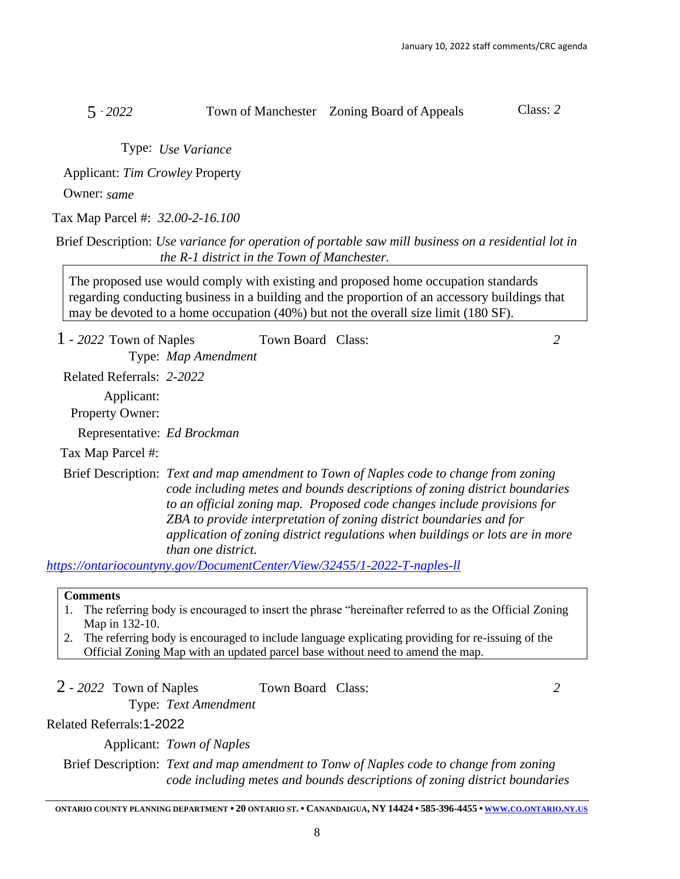**5 - *2022*** Town of Manchester Zoning Board of Appeals Class: *2*

Type: *Use Variance*

Applicant: *Tim Crowley* Property

Owner: *same*

Tax Map Parcel #: *32.00-2-16.100*

Brief Description: *Use variance for operation of portable saw mill business on a residential lot in the R-1 district in the Town of Manchester.*

> The proposed use would comply with existing and proposed home occupation standards regarding conducting business in a building and the proportion of an accessory buildings that may be devoted to a home occupation (40%) but not the overall size limit (180 SF).

**1 - *2022*** Town of Naples Town Board Class: *2*

Type: *Map Amendment*

Related Referrals: *2-2022*

Applicant:

Property Owner:

Representative: *Ed Brockman*

Tax Map Parcel #:

Brief Description: *Text and map amendment to Town of Naples code to change from zoning code including metes and bounds descriptions of zoning district boundaries to an official zoning map. Proposed code changes include provisions for ZBA to provide interpretation of zoning district boundaries and for application of zoning district regulations when buildings or lots are in more than one district.*

https://ontariocountyny.gov/DocumentCenter/View/32455/1-2022-T-naples-ll

**Comments**

1. The referring body is encouraged to insert the phrase "hereinafter referred to as the Official Zoning Map in 132-10.
2. The referring body is encouraged to include language explicating providing for re-issuing of the Official Zoning Map with an updated parcel base without need to amend the map.

**2 - *2022*** Town of Naples Town Board Class: *2*

Type: *Text Amendment*

Related Referrals: 1-2022

Applicant: *Town of Naples*

Brief Description: *Text and map amendment to Tonw of Naples code to change from zoning code including metes and bounds descriptions of zoning district boundaries*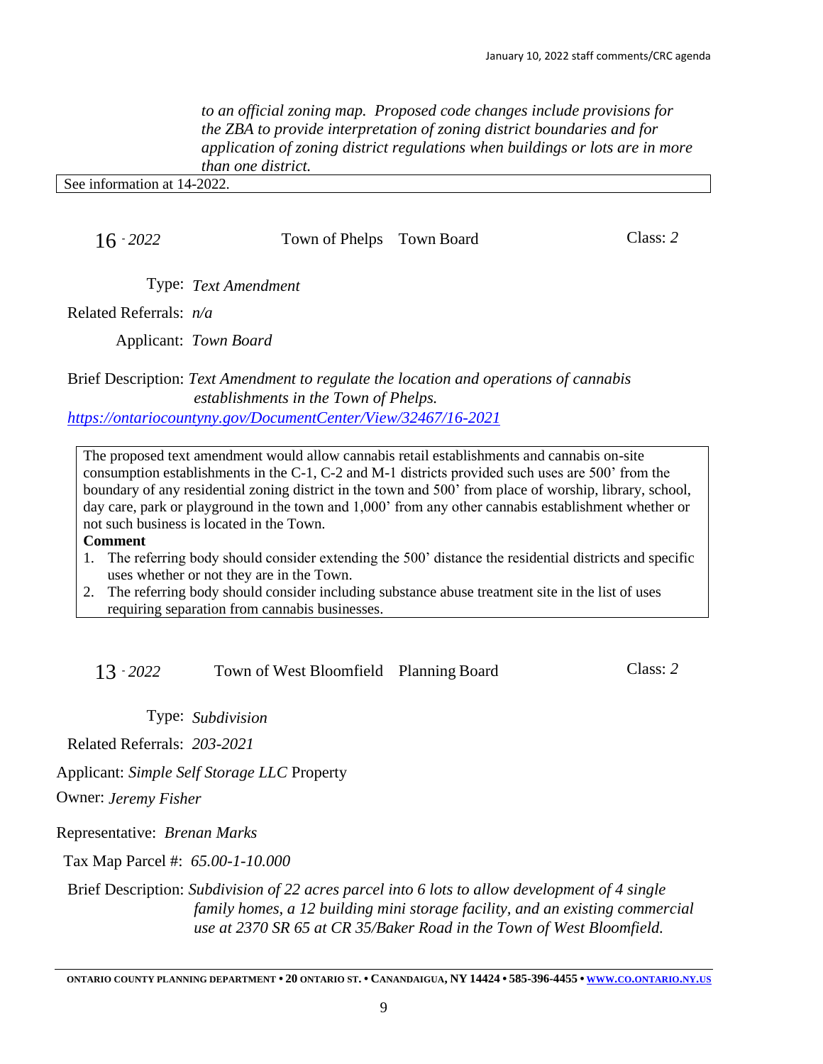*to an official zoning map. Proposed code changes include provisions for the ZBA to provide interpretation of zoning district boundaries and for application of zoning district regulations when buildings or lots are in more than one district.*

See information at 14-2022.

16 - *2022* Town of Phelps Town Board Class: *2*

Type: *Text Amendment*

Related Referrals: *n/a*

Applicant: *Town Board*

Brief Description: *Text Amendment to regulate the location and operations of cannabis establishments in the Town of Phelps.*

*https://ontariocountyny.gov/DocumentCenter/View/32467/16-2021*

The proposed text amendment would allow cannabis retail establishments and cannabis on-site consumption establishments in the C-1, C-2 and M-1 districts provided such uses are 500' from the boundary of any residential zoning district in the town and 500' from place of worship, library, school, day care, park or playground in the town and 1,000' from any other cannabis establishment whether or not such business is located in the Town.

**Comment**

1. The referring body should consider extending the 500' distance the residential districts and specific uses whether or not they are in the Town.
2. The referring body should consider including substance abuse treatment site in the list of uses requiring separation from cannabis businesses.

13 - *2022* Town of West Bloomfield Planning Board Class: *2*

Type: *Subdivision*

Related Referrals: *203-2021*

Applicant: *Simple Self Storage LLC* Property

Owner: *Jeremy Fisher*

Representative: *Brenan Marks*

Tax Map Parcel #: *65.00-1-10.000*

Brief Description: *Subdivision of 22 acres parcel into 6 lots to allow development of 4 single family homes, a 12 building mini storage facility, and an existing commercial use at 2370 SR 65 at CR 35/Baker Road in the Town of West Bloomfield.*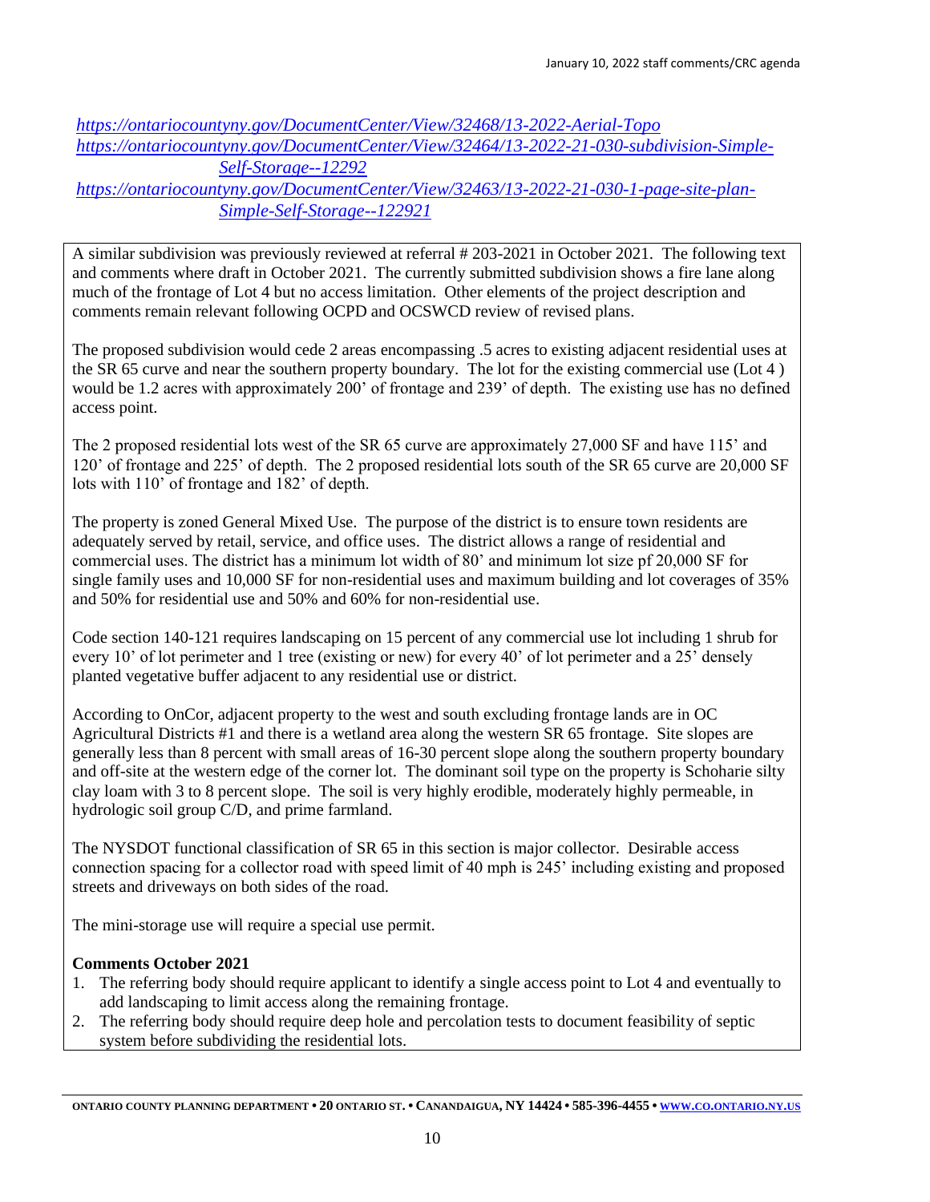https://ontariocountyny.gov/DocumentCenter/View/32468/13-2022-Aerial-Topo
https://ontariocountyny.gov/DocumentCenter/View/32464/13-2022-21-030-subdivision-Simple-Self-Storage--12292
https://ontariocountyny.gov/DocumentCenter/View/32463/13-2022-21-030-1-page-site-plan-Simple-Self-Storage--122921

A similar subdivision was previously reviewed at referral # 203-2021 in October 2021. The following text and comments where draft in October 2021. The currently submitted subdivision shows a fire lane along much of the frontage of Lot 4 but no access limitation. Other elements of the project description and comments remain relevant following OCPD and OCSWCD review of revised plans.

The proposed subdivision would cede 2 areas encompassing .5 acres to existing adjacent residential uses at the SR 65 curve and near the southern property boundary. The lot for the existing commercial use (Lot 4 ) would be 1.2 acres with approximately 200' of frontage and 239' of depth. The existing use has no defined access point.

The 2 proposed residential lots west of the SR 65 curve are approximately 27,000 SF and have 115' and 120' of frontage and 225' of depth. The 2 proposed residential lots south of the SR 65 curve are 20,000 SF lots with 110' of frontage and 182' of depth.

The property is zoned General Mixed Use. The purpose of the district is to ensure town residents are adequately served by retail, service, and office uses. The district allows a range of residential and commercial uses. The district has a minimum lot width of 80' and minimum lot size pf 20,000 SF for single family uses and 10,000 SF for non-residential uses and maximum building and lot coverages of 35% and 50% for residential use and 50% and 60% for non-residential use.

Code section 140-121 requires landscaping on 15 percent of any commercial use lot including 1 shrub for every 10' of lot perimeter and 1 tree (existing or new) for every 40' of lot perimeter and a 25' densely planted vegetative buffer adjacent to any residential use or district.

According to OnCor, adjacent property to the west and south excluding frontage lands are in OC Agricultural Districts #1 and there is a wetland area along the western SR 65 frontage. Site slopes are generally less than 8 percent with small areas of 16-30 percent slope along the southern property boundary and off-site at the western edge of the corner lot. The dominant soil type on the property is Schoharie silty clay loam with 3 to 8 percent slope. The soil is very highly erodible, moderately highly permeable, in hydrologic soil group C/D, and prime farmland.

The NYSDOT functional classification of SR 65 in this section is major collector. Desirable access connection spacing for a collector road with speed limit of 40 mph is 245' including existing and proposed streets and driveways on both sides of the road.

The mini-storage use will require a special use permit.

**Comments October 2021**

1. The referring body should require applicant to identify a single access point to Lot 4 and eventually to add landscaping to limit access along the remaining frontage.
2. The referring body should require deep hole and percolation tests to document feasibility of septic system before subdividing the residential lots.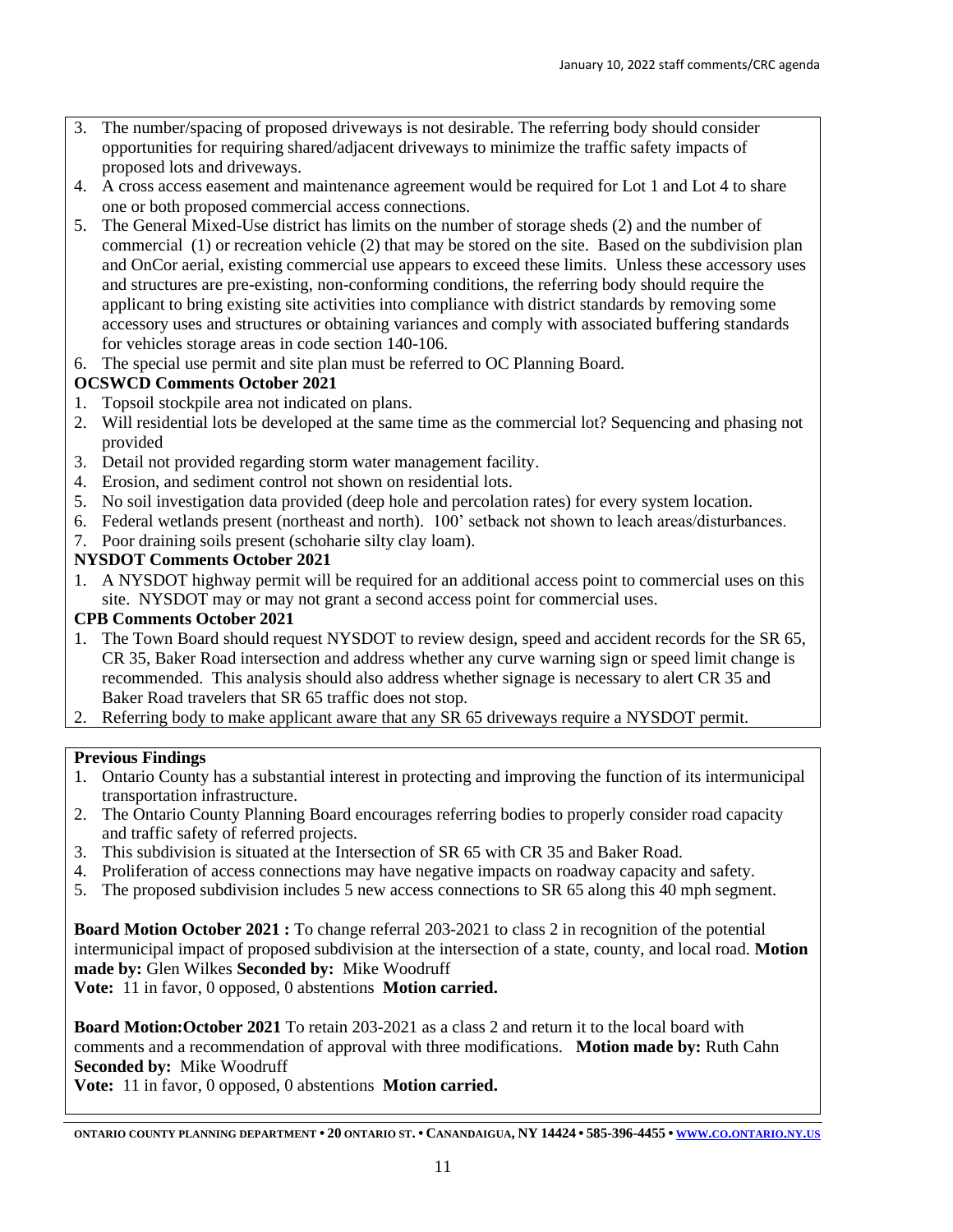3. The number/spacing of proposed driveways is not desirable. The referring body should consider opportunities for requiring shared/adjacent driveways to minimize the traffic safety impacts of proposed lots and driveways.
4. A cross access easement and maintenance agreement would be required for Lot 1 and Lot 4 to share one or both proposed commercial access connections.
5. The General Mixed-Use district has limits on the number of storage sheds (2) and the number of commercial (1) or recreation vehicle (2) that may be stored on the site. Based on the subdivision plan and OnCor aerial, existing commercial use appears to exceed these limits. Unless these accessory uses and structures are pre-existing, non-conforming conditions, the referring body should require the applicant to bring existing site activities into compliance with district standards by removing some accessory uses and structures or obtaining variances and comply with associated buffering standards for vehicles storage areas in code section 140-106.
6. The special use permit and site plan must be referred to OC Planning Board.

**OCSWCD Comments October 2021**

1. Topsoil stockpile area not indicated on plans.
2. Will residential lots be developed at the same time as the commercial lot? Sequencing and phasing not provided
3. Detail not provided regarding storm water management facility.
4. Erosion, and sediment control not shown on residential lots.
5. No soil investigation data provided (deep hole and percolation rates) for every system location.
6. Federal wetlands present (northeast and north). 100' setback not shown to leach areas/disturbances.
7. Poor draining soils present (schoharie silty clay loam).

**NYSDOT Comments October 2021**

1. A NYSDOT highway permit will be required for an additional access point to commercial uses on this site. NYSDOT may or may not grant a second access point for commercial uses.

**CPB Comments October 2021**

1. The Town Board should request NYSDOT to review design, speed and accident records for the SR 65, CR 35, Baker Road intersection and address whether any curve warning sign or speed limit change is recommended. This analysis should also address whether signage is necessary to alert CR 35 and Baker Road travelers that SR 65 traffic does not stop.
2. Referring body to make applicant aware that any SR 65 driveways require a NYSDOT permit.

**Previous Findings**

1. Ontario County has a substantial interest in protecting and improving the function of its intermunicipal transportation infrastructure.
2. The Ontario County Planning Board encourages referring bodies to properly consider road capacity and traffic safety of referred projects.
3. This subdivision is situated at the Intersection of SR 65 with CR 35 and Baker Road.
4. Proliferation of access connections may have negative impacts on roadway capacity and safety.
5. The proposed subdivision includes 5 new access connections to SR 65 along this 40 mph segment.

**Board Motion October 2021 :** To change referral 203-2021 to class 2 in recognition of the potential intermunicipal impact of proposed subdivision at the intersection of a state, county, and local road. **Motion made by:** Glen Wilkes **Seconded by:** Mike Woodruff
**Vote:** 11 in favor, 0 opposed, 0 abstentions **Motion carried.**

**Board Motion:October 2021** To retain 203-2021 as a class 2 and return it to the local board with comments and a recommendation of approval with three modifications. **Motion made by:** Ruth Cahn **Seconded by:** Mike Woodruff
**Vote:** 11 in favor, 0 opposed, 0 abstentions **Motion carried.**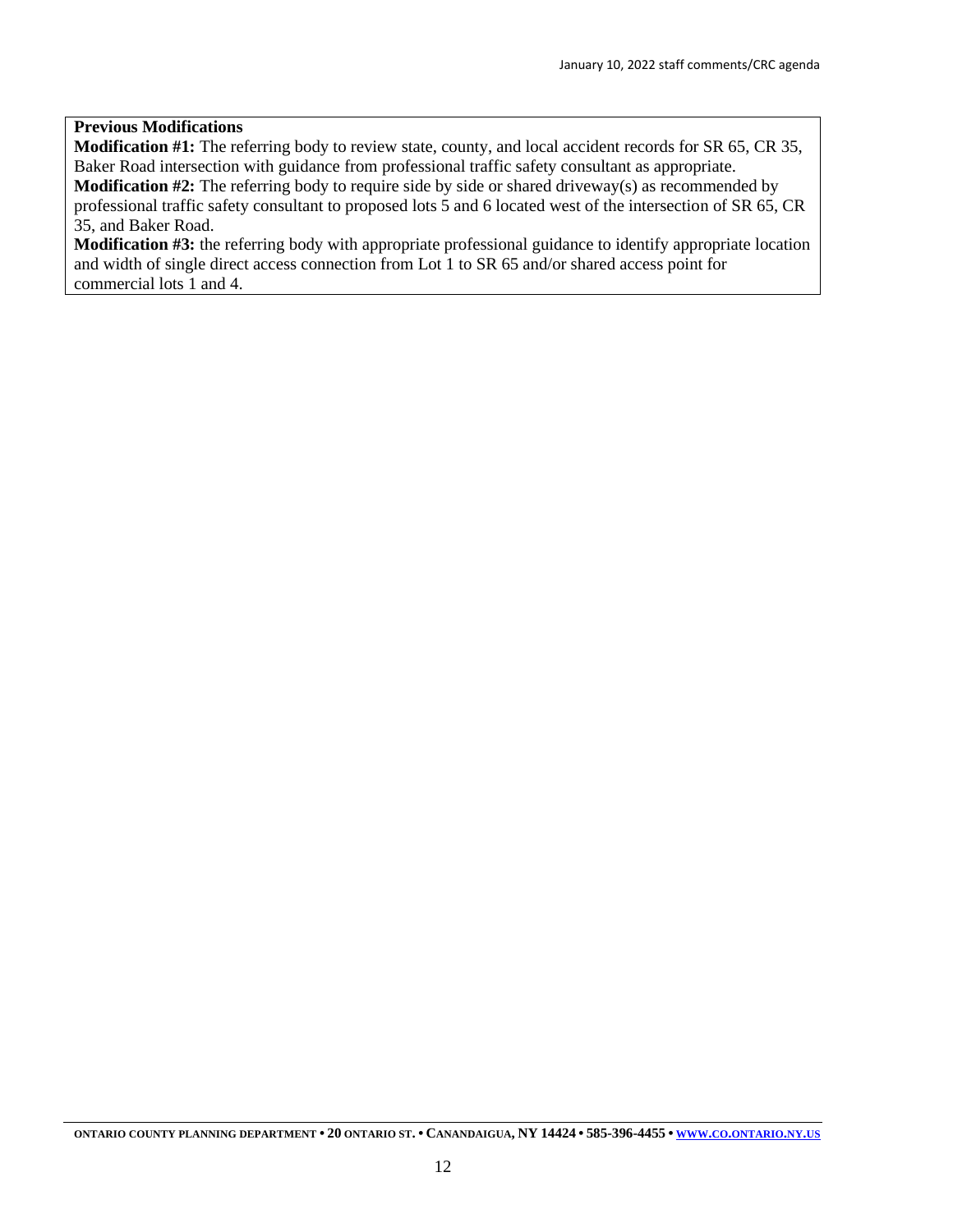**Previous Modifications**

**Modification #1:** The referring body to review state, county, and local accident records for SR 65, CR 35, Baker Road intersection with guidance from professional traffic safety consultant as appropriate.

**Modification #2:** The referring body to require side by side or shared driveway(s) as recommended by professional traffic safety consultant to proposed lots 5 and 6 located west of the intersection of SR 65, CR 35, and Baker Road.

**Modification #3:** the referring body with appropriate professional guidance to identify appropriate location and width of single direct access connection from Lot 1 to SR 65 and/or shared access point for commercial lots 1 and 4.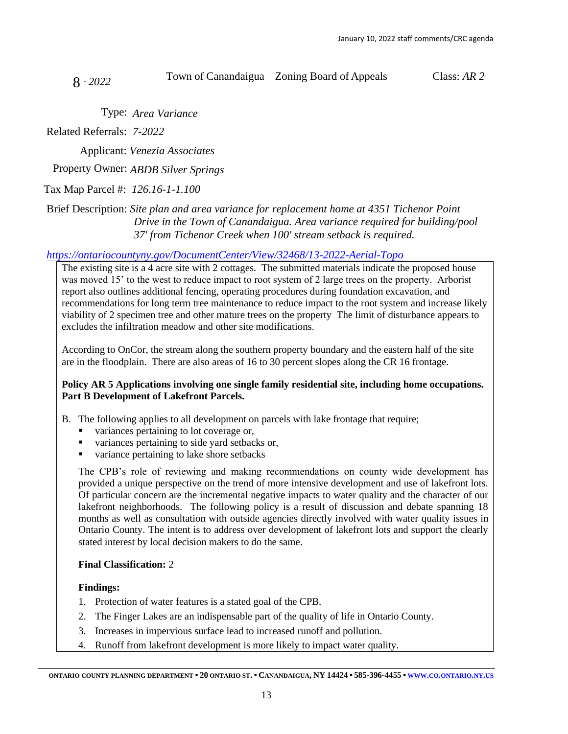8 - *2022* Town of Canandaigua Zoning Board of Appeals Class: *AR 2*

Type: *Area Variance*

Related Referrals: *7-2022*

Applicant: *Venezia Associates*

Property Owner: *ABDB Silver Springs*

Tax Map Parcel #: *126.16-1-1.100*

Brief Description: *Site plan and area variance for replacement home at 4351 Tichenor Point Drive in the Town of Canandaigua. Area variance required for building/pool 37' from Tichenor Creek when 100' stream setback is required.*

*https://ontariocountyny.gov/DocumentCenter/View/32468/13-2022-Aerial-Topo*

The existing site is a 4 acre site with 2 cottages. The submitted materials indicate the proposed house was moved 15' to the west to reduce impact to root system of 2 large trees on the property. Arborist report also outlines additional fencing, operating procedures during foundation excavation, and recommendations for long term tree maintenance to reduce impact to the root system and increase likely viability of 2 specimen tree and other mature trees on the property The limit of disturbance appears to excludes the infiltration meadow and other site modifications.

According to OnCor, the stream along the southern property boundary and the eastern half of the site are in the floodplain. There are also areas of 16 to 30 percent slopes along the CR 16 frontage.

**Policy AR 5 Applications involving one single family residential site, including home occupations. Part B Development of Lakefront Parcels.**

B. The following applies to all development on parcels with lake frontage that require;
   - variances pertaining to lot coverage or,
   - variances pertaining to side yard setbacks or,
   - variance pertaining to lake shore setbacks

   The CPB's role of reviewing and making recommendations on county wide development has provided a unique perspective on the trend of more intensive development and use of lakefront lots. Of particular concern are the incremental negative impacts to water quality and the character of our lakefront neighborhoods. The following policy is a result of discussion and debate spanning 18 months as well as consultation with outside agencies directly involved with water quality issues in Ontario County. The intent is to address over development of lakefront lots and support the clearly stated interest by local decision makers to do the same.

   **Final Classification:** 2

   **Findings:**

   1. Protection of water features is a stated goal of the CPB.
   2. The Finger Lakes are an indispensable part of the quality of life in Ontario County.
   3. Increases in impervious surface lead to increased runoff and pollution.
   4. Runoff from lakefront development is more likely to impact water quality.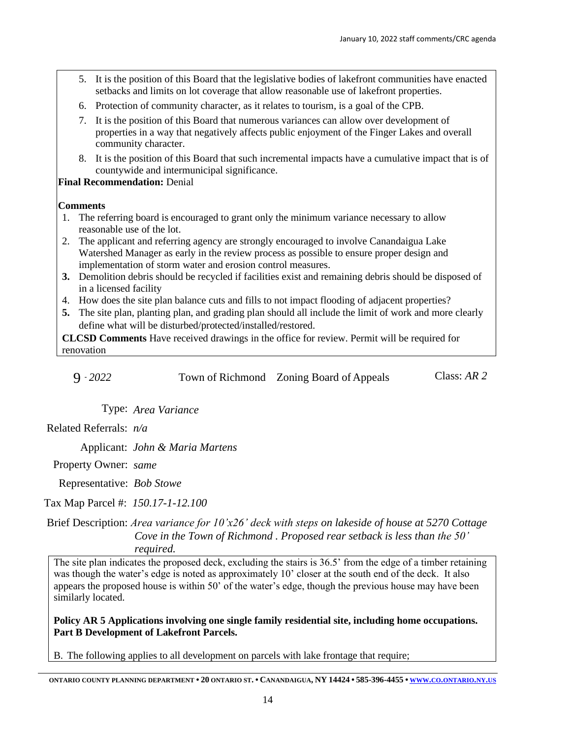5. It is the position of this Board that the legislative bodies of lakefront communities have enacted setbacks and limits on lot coverage that allow reasonable use of lakefront properties.
6. Protection of community character, as it relates to tourism, is a goal of the CPB.
7. It is the position of this Board that numerous variances can allow over development of properties in a way that negatively affects public enjoyment of the Finger Lakes and overall community character.
8. It is the position of this Board that such incremental impacts have a cumulative impact that is of countywide and intermunicipal significance.

**Final Recommendation:** Denial

**Comments**

1. The referring board is encouraged to grant only the minimum variance necessary to allow reasonable use of the lot.
2. The applicant and referring agency are strongly encouraged to involve Canandaigua Lake Watershed Manager as early in the review process as possible to ensure proper design and implementation of storm water and erosion control measures.
3. Demolition debris should be recycled if facilities exist and remaining debris should be disposed of in a licensed facility
4. How does the site plan balance cuts and fills to not impact flooding of adjacent properties?
5. The site plan, planting plan, and grading plan should all include the limit of work and more clearly define what will be disturbed/protected/installed/restored.

**CLCSD Comments** Have received drawings in the office for review. Permit will be required for renovation

9 - *2022* Town of Richmond Zoning Board of Appeals Class: *AR 2*

Type: *Area Variance*

Related Referrals: *n/a*

Applicant: *John & Maria Martens*

Property Owner: *same*

Representative: *Bob Stowe*

Tax Map Parcel #: *150.17-1-12.100*

Brief Description: *Area variance for 10'x26' deck with steps on lakeside of house at 5270 Cottage Cove in the Town of Richmond . Proposed rear setback is less than the 50' required.*

The site plan indicates the proposed deck, excluding the stairs is 36.5' from the edge of a timber retaining was though the water's edge is noted as approximately 10' closer at the south end of the deck. It also appears the proposed house is within 50' of the water's edge, though the previous house may have been similarly located.

**Policy AR 5 Applications involving one single family residential site, including home occupations. Part B Development of Lakefront Parcels.**

B. The following applies to all development on parcels with lake frontage that require;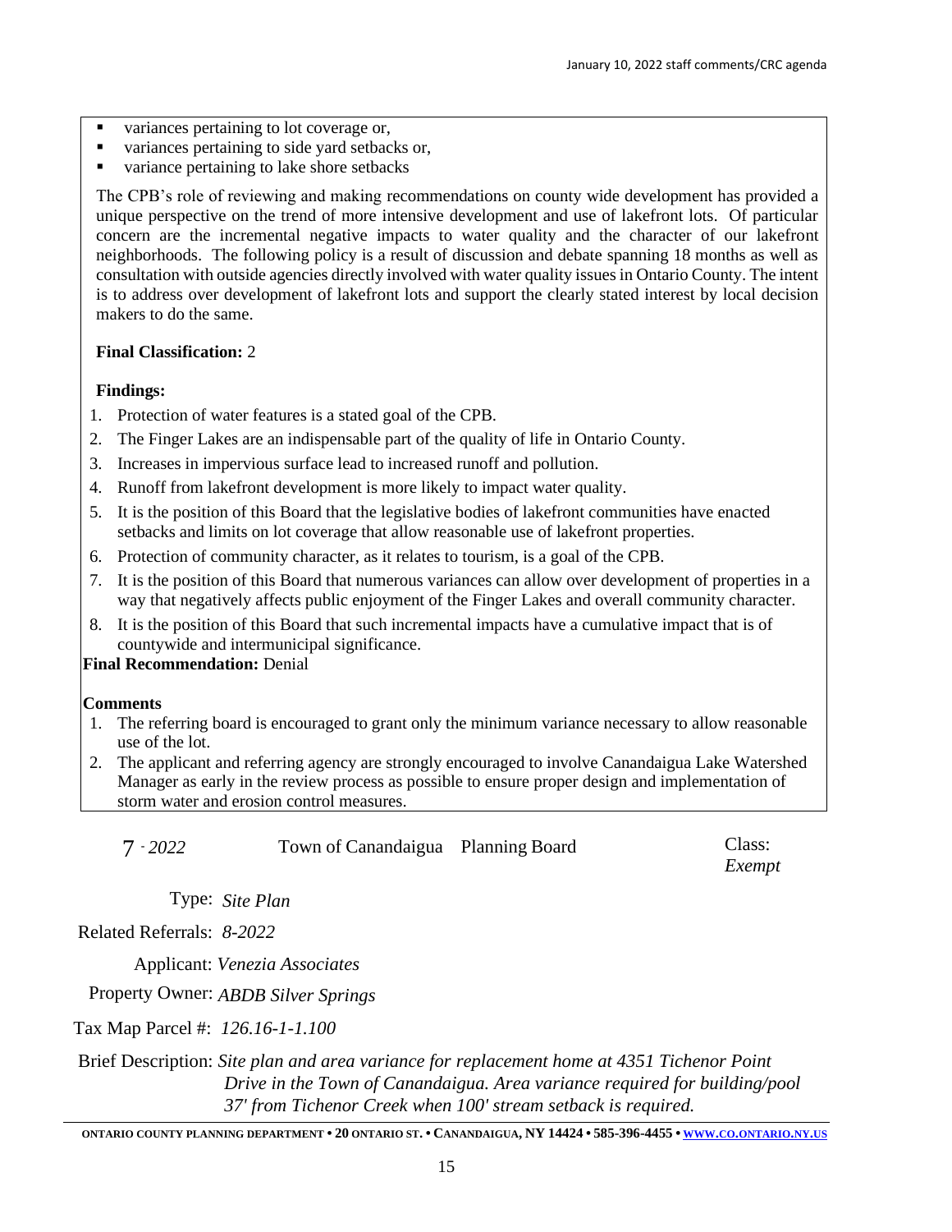- variances pertaining to lot coverage or,
- variances pertaining to side yard setbacks or,
- variance pertaining to lake shore setbacks

The CPB's role of reviewing and making recommendations on county wide development has provided a unique perspective on the trend of more intensive development and use of lakefront lots. Of particular concern are the incremental negative impacts to water quality and the character of our lakefront neighborhoods. The following policy is a result of discussion and debate spanning 18 months as well as consultation with outside agencies directly involved with water quality issues in Ontario County. The intent is to address over development of lakefront lots and support the clearly stated interest by local decision makers to do the same.

**Final Classification:** 2

**Findings:**

1. Protection of water features is a stated goal of the CPB.
2. The Finger Lakes are an indispensable part of the quality of life in Ontario County.
3. Increases in impervious surface lead to increased runoff and pollution.
4. Runoff from lakefront development is more likely to impact water quality.
5. It is the position of this Board that the legislative bodies of lakefront communities have enacted setbacks and limits on lot coverage that allow reasonable use of lakefront properties.
6. Protection of community character, as it relates to tourism, is a goal of the CPB.
7. It is the position of this Board that numerous variances can allow over development of properties in a way that negatively affects public enjoyment of the Finger Lakes and overall community character.
8. It is the position of this Board that such incremental impacts have a cumulative impact that is of countywide and intermunicipal significance.

**Final Recommendation:** Denial

**Comments**

1. The referring board is encouraged to grant only the minimum variance necessary to allow reasonable use of the lot.
2. The applicant and referring agency are strongly encouraged to involve Canandaigua Lake Watershed Manager as early in the review process as possible to ensure proper design and implementation of storm water and erosion control measures.

7 - *2022* Town of Canandaigua Planning Board Class: *Exempt*

Type: *Site Plan*

Related Referrals: *8-2022*

Applicant: *Venezia Associates*

Property Owner: *ABDB Silver Springs*

Tax Map Parcel #: *126.16-1-1.100*

Brief Description: *Site plan and area variance for replacement home at 4351 Tichenor Point Drive in the Town of Canandaigua. Area variance required for building/pool 37' from Tichenor Creek when 100' stream setback is required.*